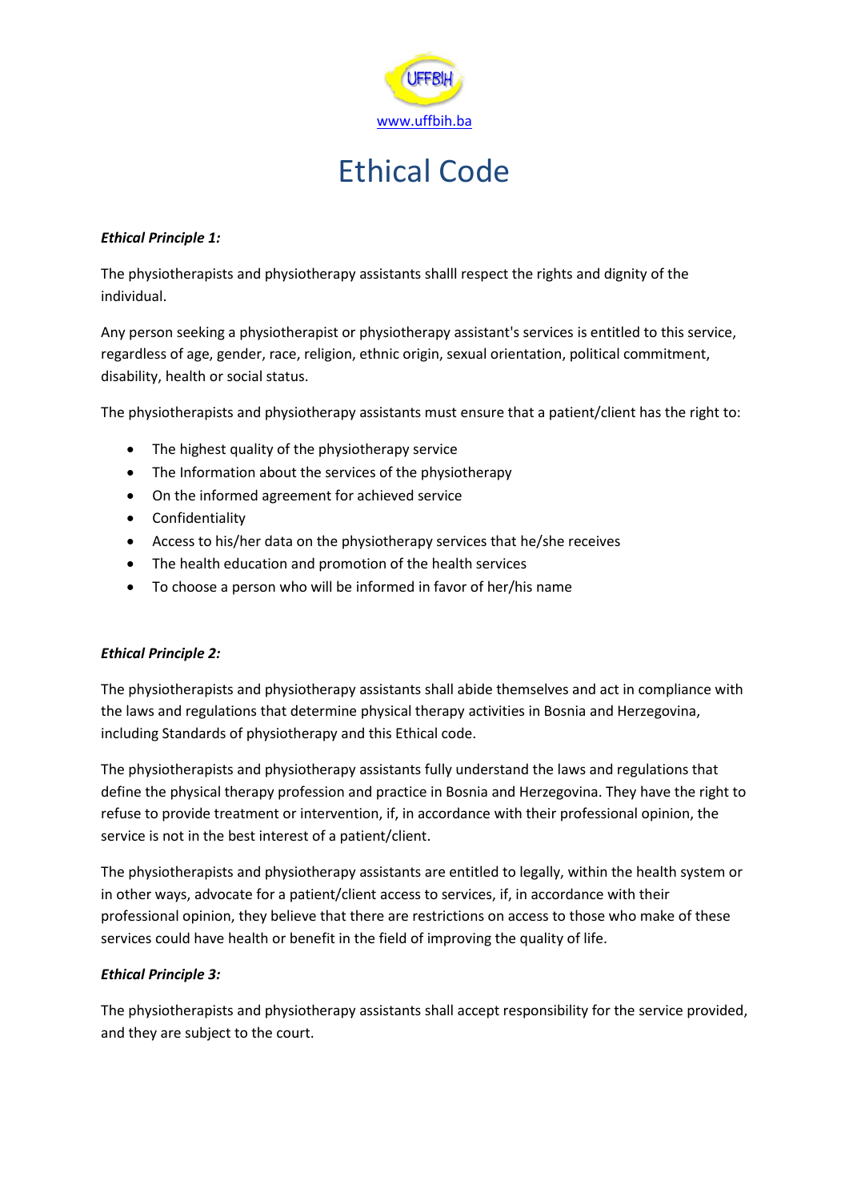UFFBIH

www.uffbih.ba

# Ethical Code

***Ethical Principle 1:***

The physiotherapists and physiotherapy assistants shalll respect the rights and dignity of the individual.

Any person seeking a physiotherapist or physiotherapy assistant's services is entitled to this service, regardless of age, gender, race, religion, ethnic origin, sexual orientation, political commitment, disability, health or social status.

The physiotherapists and physiotherapy assistants must ensure that a patient/client has the right to:

- The highest quality of the physiotherapy service
- The Information about the services of the physiotherapy
- On the informed agreement for achieved service
- Confidentiality
- Access to his/her data on the physiotherapy services that he/she receives
- The health education and promotion of the health services
- To choose a person who will be informed in favor of her/his name

***Ethical Principle 2:***

The physiotherapists and physiotherapy assistants shall abide themselves and act in compliance with the laws and regulations that determine physical therapy activities in Bosnia and Herzegovina, including Standards of physiotherapy and this Ethical code.

The physiotherapists and physiotherapy assistants fully understand the laws and regulations that define the physical therapy profession and practice in Bosnia and Herzegovina. They have the right to refuse to provide treatment or intervention, if, in accordance with their professional opinion, the service is not in the best interest of a patient/client.

The physiotherapists and physiotherapy assistants are entitled to legally, within the health system or in other ways, advocate for a patient/client access to services, if, in accordance with their professional opinion, they believe that there are restrictions on access to those who make of these services could have health or benefit in the field of improving the quality of life.

***Ethical Principle 3:***

The physiotherapists and physiotherapy assistants shall accept responsibility for the service provided, and they are subject to the court.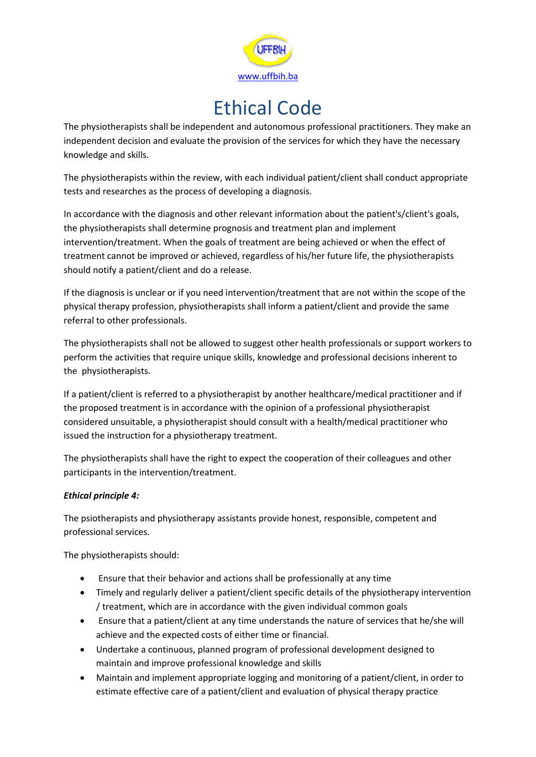UFFBIH
[www.uffbih.ba](http://www.uffbih.ba)

# Ethical Code

The physiotherapists shall be independent and autonomous professional practitioners. They make an independent decision and evaluate the provision of the services for which they have the necessary knowledge and skills.

The physiotherapists within the review, with each individual patient/client shall conduct appropriate tests and researches as the process of developing a diagnosis.

In accordance with the diagnosis and other relevant information about the patient's/client's goals, the physiotherapists shall determine prognosis and treatment plan and implement intervention/treatment. When the goals of treatment are being achieved or when the effect of treatment cannot be improved or achieved, regardless of his/her future life, the physiotherapists should notify a patient/client and do a release.

If the diagnosis is unclear or if you need intervention/treatment that are not within the scope of the physical therapy profession, physiotherapists shall inform a patient/client and provide the same referral to other professionals.

The physiotherapists shall not be allowed to suggest other health professionals or support workers to perform the activities that require unique skills, knowledge and professional decisions inherent to the physiotherapists.

If a patient/client is referred to a physiotherapist by another healthcare/medical practitioner and if the proposed treatment is in accordance with the opinion of a professional physiotherapist considered unsuitable, a physiotherapist should consult with a health/medical practitioner who issued the instruction for a physiotherapy treatment.

The physiotherapists shall have the right to expect the cooperation of their colleagues and other participants in the intervention/treatment.

***Ethical principle 4:***

The psiotherapists and physiotherapy assistants provide honest, responsible, competent and professional services.

The physiotherapists should:

- Ensure that their behavior and actions shall be professionally at any time
- Timely and regularly deliver a patient/client specific details of the physiotherapy intervention / treatment, which are in accordance with the given individual common goals
- Ensure that a patient/client at any time understands the nature of services that he/she will achieve and the expected costs of either time or financial.
- Undertake a continuous, planned program of professional development designed to maintain and improve professional knowledge and skills
- Maintain and implement appropriate logging and monitoring of a patient/client, in order to estimate effective care of a patient/client and evaluation of physical therapy practice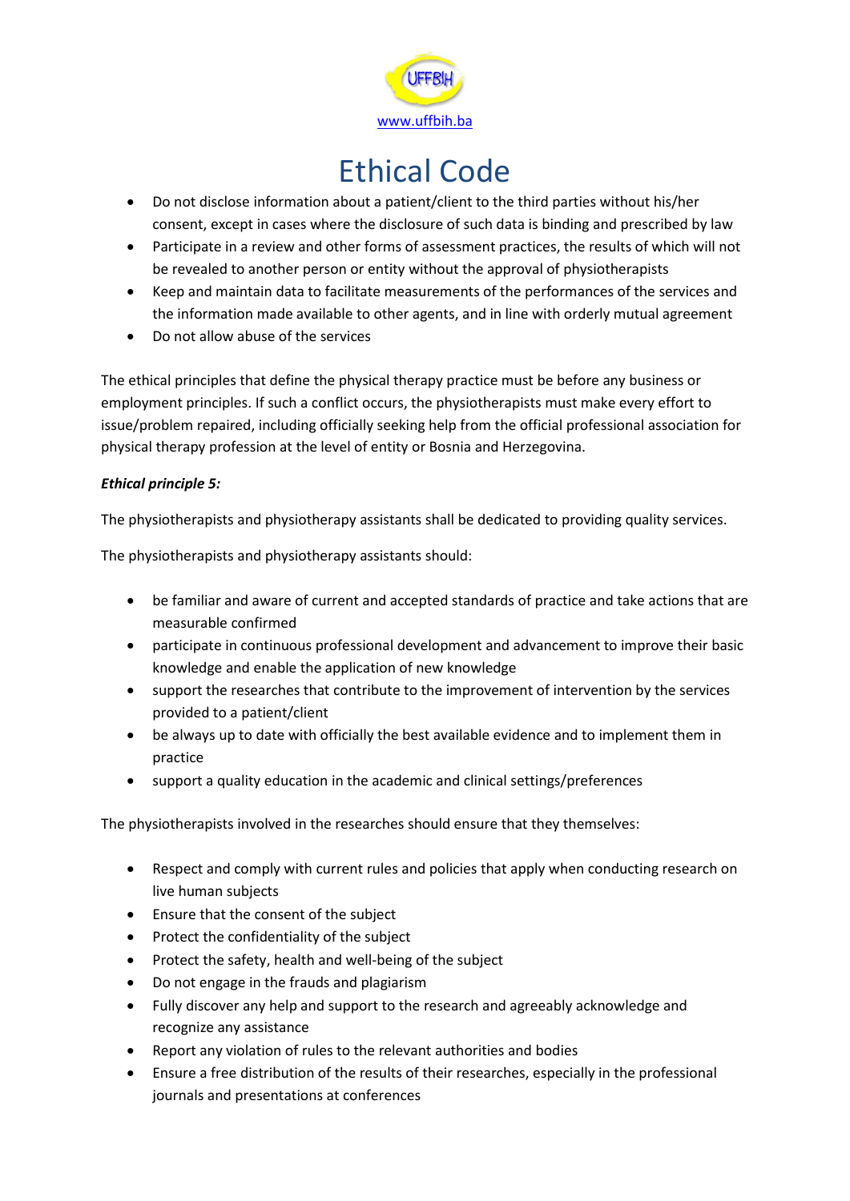# Ethical Code

- Do not disclose information about a patient/client to the third parties without his/her consent, except in cases where the disclosure of such data is binding and prescribed by law
- Participate in a review and other forms of assessment practices, the results of which will not be revealed to another person or entity without the approval of physiotherapists
- Keep and maintain data to facilitate measurements of the performances of the services and the information made available to other agents, and in line with orderly mutual agreement
- Do not allow abuse of the services

The ethical principles that define the physical therapy practice must be before any business or employment principles. If such a conflict occurs, the physiotherapists must make every effort to issue/problem repaired, including officially seeking help from the official professional association for physical therapy profession at the level of entity or Bosnia and Herzegovina.

***Ethical principle 5:***

The physiotherapists and physiotherapy assistants shall be dedicated to providing quality services.

The physiotherapists and physiotherapy assistants should:

- be familiar and aware of current and accepted standards of practice and take actions that are measurable confirmed
- participate in continuous professional development and advancement to improve their basic knowledge and enable the application of new knowledge
- support the researches that contribute to the improvement of intervention by the services provided to a patient/client
- be always up to date with officially the best available evidence and to implement them in practice
- support a quality education in the academic and clinical settings/preferences

The physiotherapists involved in the researches should ensure that they themselves:

- Respect and comply with current rules and policies that apply when conducting research on live human subjects
- Ensure that the consent of the subject
- Protect the confidentiality of the subject
- Protect the safety, health and well-being of the subject
- Do not engage in the frauds and plagiarism
- Fully discover any help and support to the research and agreeably acknowledge and recognize any assistance
- Report any violation of rules to the relevant authorities and bodies
- Ensure a free distribution of the results of their researches, especially in the professional journals and presentations at conferences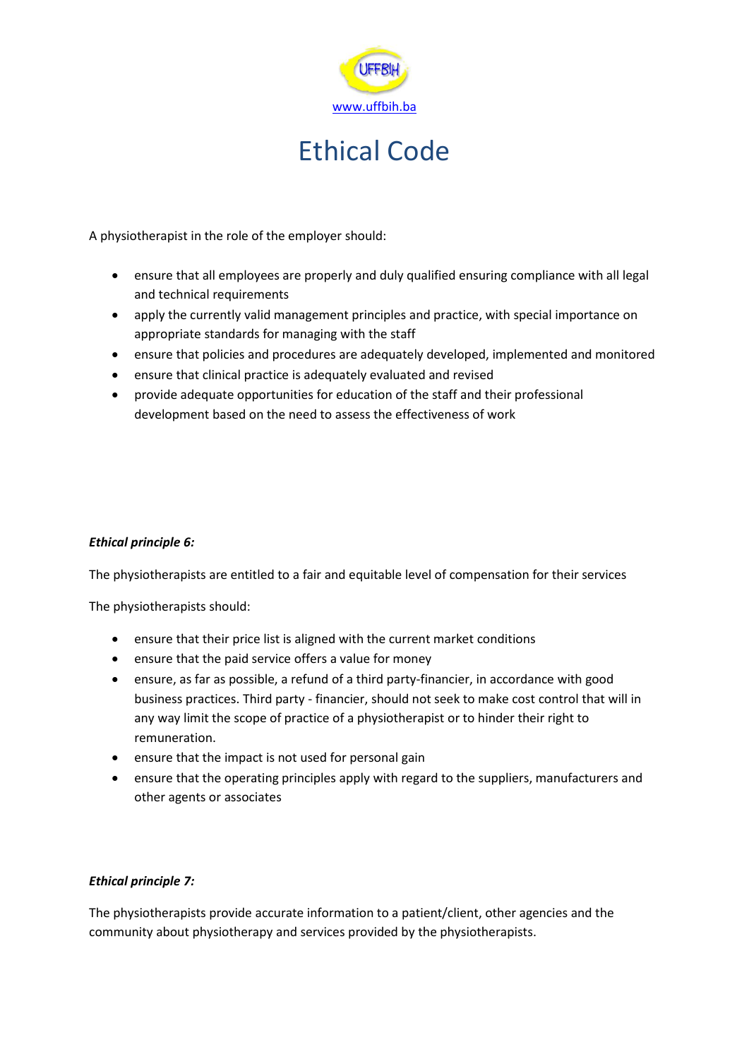# Ethical Code

A physiotherapist in the role of the employer should:

- ensure that all employees are properly and duly qualified ensuring compliance with all legal and technical requirements
- apply the currently valid management principles and practice, with special importance on appropriate standards for managing with the staff
- ensure that policies and procedures are adequately developed, implemented and monitored
- ensure that clinical practice is adequately evaluated and revised
- provide adequate opportunities for education of the staff and their professional development based on the need to assess the effectiveness of work

***Ethical principle 6:***

The physiotherapists are entitled to a fair and equitable level of compensation for their services

The physiotherapists should:

- ensure that their price list is aligned with the current market conditions
- ensure that the paid service offers a value for money
- ensure, as far as possible, a refund of a third party-financier, in accordance with good business practices. Third party - financier, should not seek to make cost control that will in any way limit the scope of practice of a physiotherapist or to hinder their right to remuneration.
- ensure that the impact is not used for personal gain
- ensure that the operating principles apply with regard to the suppliers, manufacturers and other agents or associates

***Ethical principle 7:***

The physiotherapists provide accurate information to a patient/client, other agencies and the community about physiotherapy and services provided by the physiotherapists.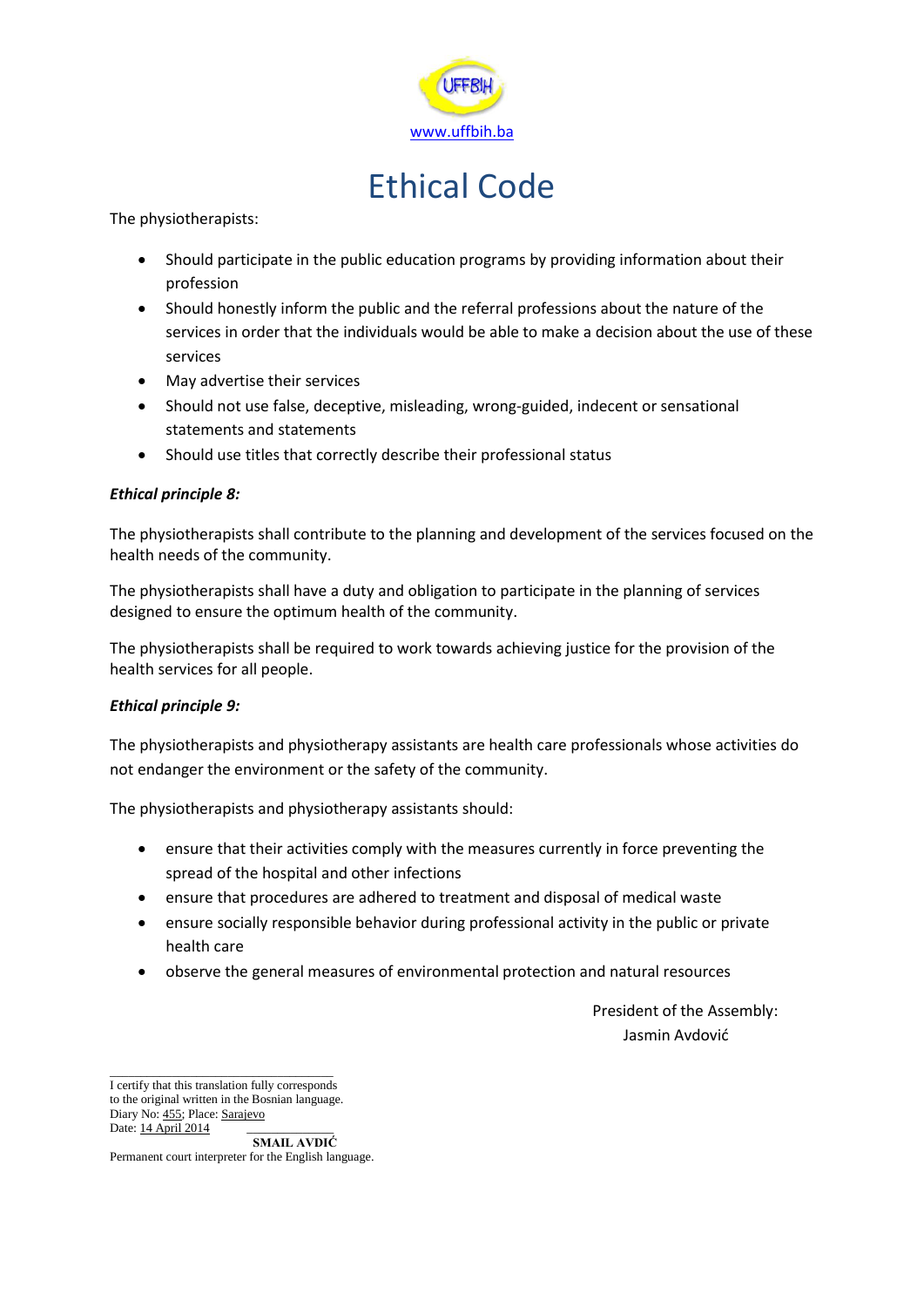UFFBIH

www.uffbih.ba

# Ethical Code

The physiotherapists:

- Should participate in the public education programs by providing information about their profession
- Should honestly inform the public and the referral professions about the nature of the services in order that the individuals would be able to make a decision about the use of these services
- May advertise their services
- Should not use false, deceptive, misleading, wrong-guided, indecent or sensational statements and statements
- Should use titles that correctly describe their professional status

***Ethical principle 8:***

The physiotherapists shall contribute to the planning and development of the services focused on the health needs of the community.

The physiotherapists shall have a duty and obligation to participate in the planning of services designed to ensure the optimum health of the community.

The physiotherapists shall be required to work towards achieving justice for the provision of the health services for all people.

***Ethical principle 9:***

The physiotherapists and physiotherapy assistants are health care professionals whose activities do not endanger the environment or the safety of the community.

The physiotherapists and physiotherapy assistants should:

- ensure that their activities comply with the measures currently in force preventing the spread of the hospital and other infections
- ensure that procedures are adhered to treatment and disposal of medical waste
- ensure socially responsible behavior during professional activity in the public or private health care
- observe the general measures of environmental protection and natural resources

President of the Assembly:
Jasmin Avdović

I certify that this translation fully corresponds to the original written in the Bosnian language.
Diary No: 455; Place: Sarajevo
Date: 14 April 2014

**SMAIL AVDIĆ**

Permanent court interpreter for the English language.